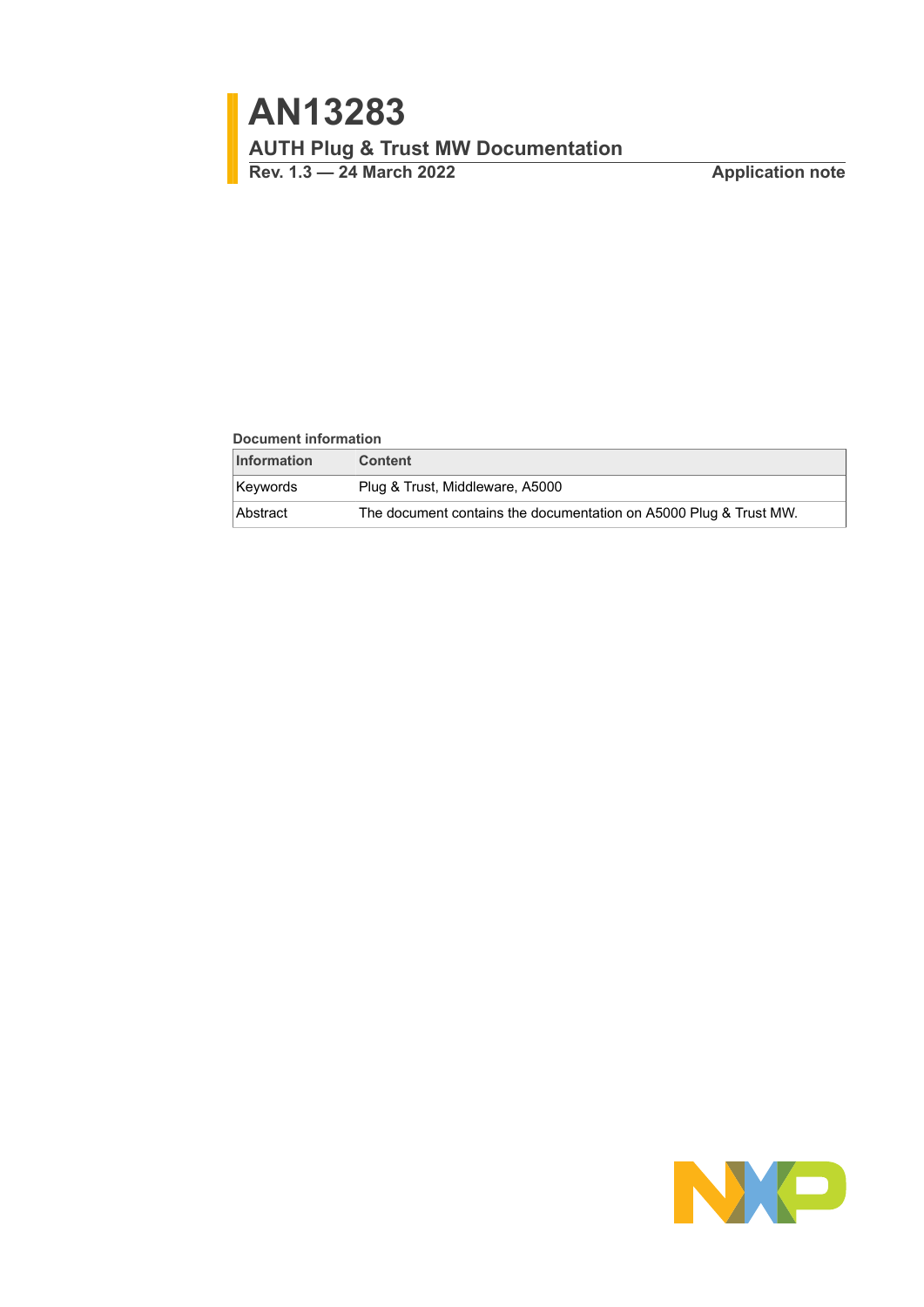# AN13283

## AUTH Plug & Trust MW Documentation

**Rev. 1.3 — 24 March 2022** **Application note**

**Document information**

| Information | Content |
|---|---|
| Keywords | Plug & Trust, Middleware, A5000 |
| Abstract | The document contains the documentation on A5000 Plug & Trust MW. |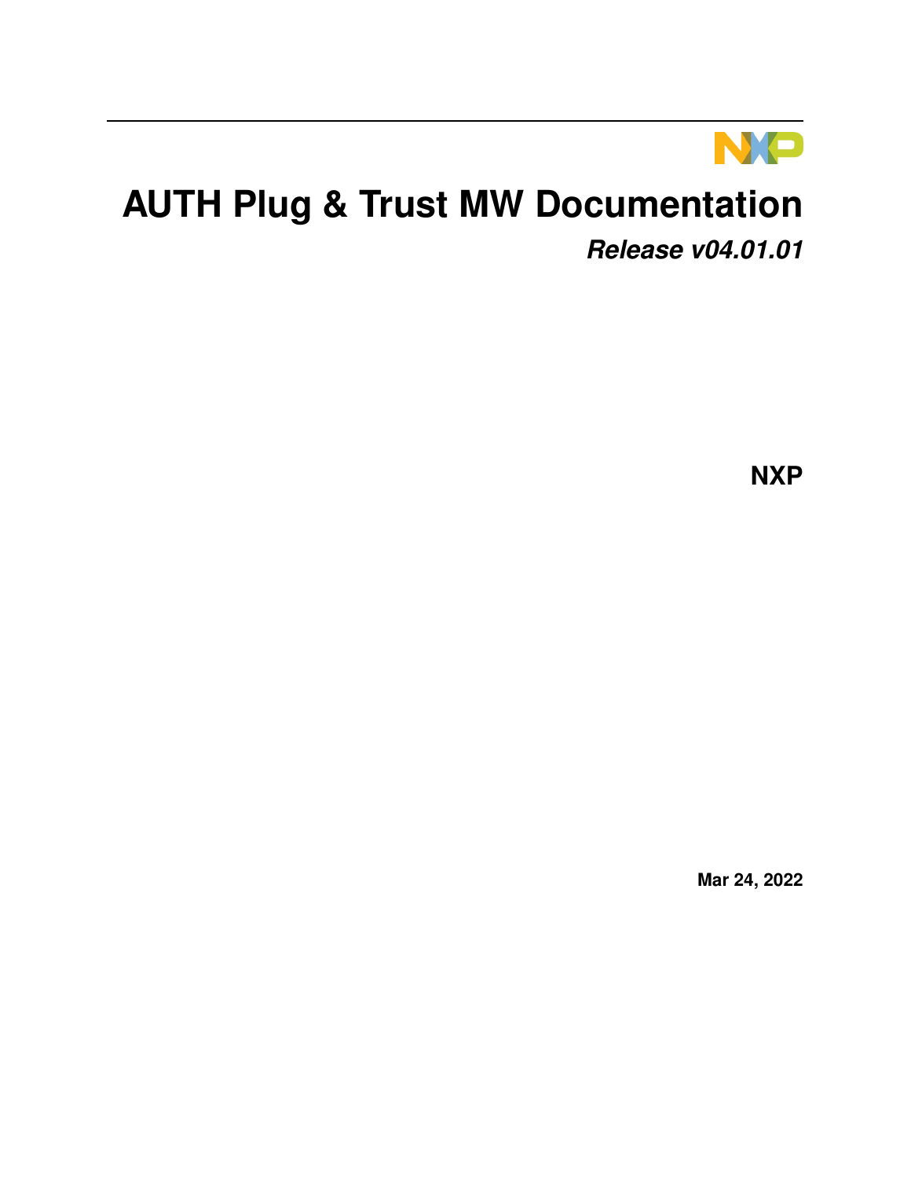# AUTH Plug & Trust MW Documentation

***Release v04.01.01***

**NXP**

**Mar 24, 2022**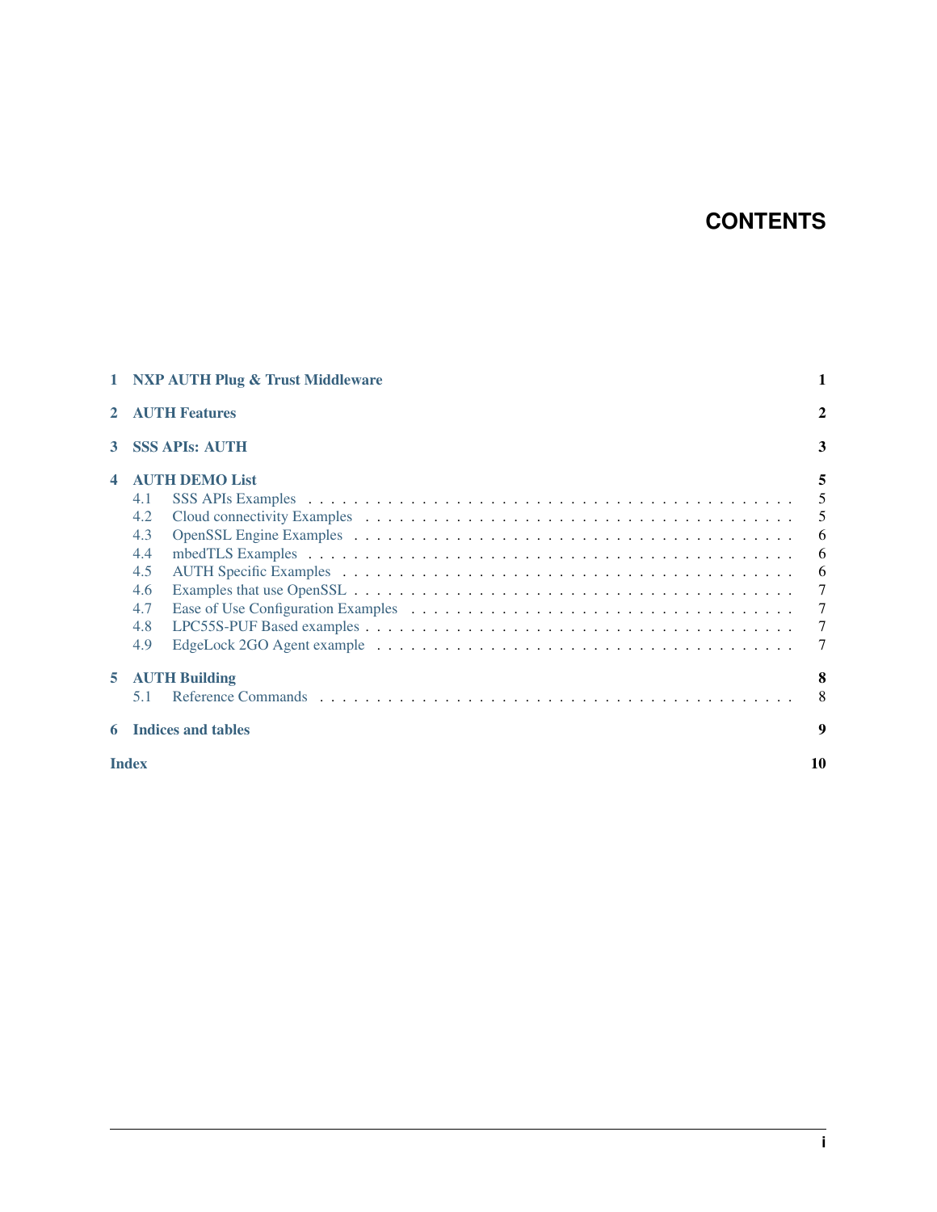# CONTENTS

1 NXP AUTH Plug & Trust Middleware ..... 1

2 AUTH Features ..... 2

3 SSS APIs: AUTH ..... 3

4 AUTH DEMO List ..... 5
- 4.1 SSS APIs Examples ..... 5
- 4.2 Cloud connectivity Examples ..... 5
- 4.3 OpenSSL Engine Examples ..... 6
- 4.4 mbedTLS Examples ..... 6
- 4.5 AUTH Specific Examples ..... 6
- 4.6 Examples that use OpenSSL ..... 7
- 4.7 Ease of Use Configuration Examples ..... 7
- 4.8 LPC55S-PUF Based examples ..... 7
- 4.9 EdgeLock 2GO Agent example ..... 7

5 AUTH Building ..... 8
- 5.1 Reference Commands ..... 8

6 Indices and tables ..... 9

Index ..... 10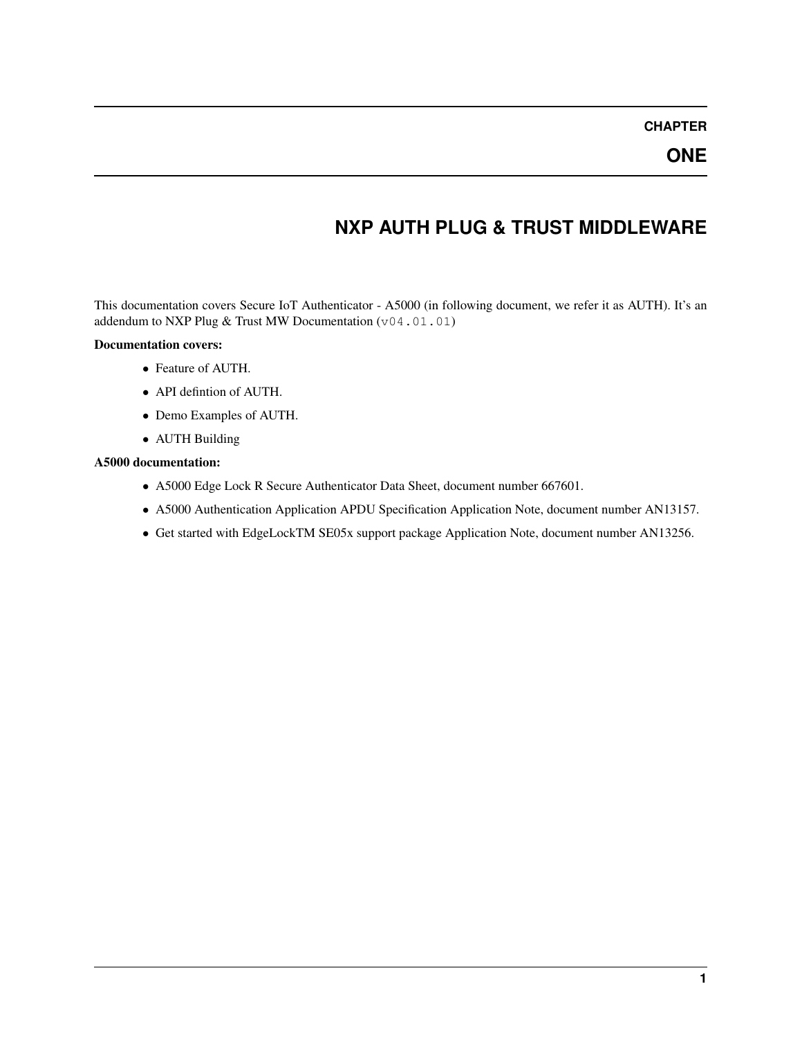# CHAPTER ONE

# NXP AUTH PLUG & TRUST MIDDLEWARE

This documentation covers Secure IoT Authenticator - A5000 (in following document, we refer it as AUTH). It's an addendum to NXP Plug & Trust MW Documentation (`v04.01.01`)

**Documentation covers:**

- Feature of AUTH.
- API defintion of AUTH.
- Demo Examples of AUTH.
- AUTH Building

**A5000 documentation:**

- A5000 Edge Lock R Secure Authenticator Data Sheet, document number 667601.
- A5000 Authentication Application APDU Specification Application Note, document number AN13157.
- Get started with EdgeLockTM SE05x support package Application Note, document number AN13256.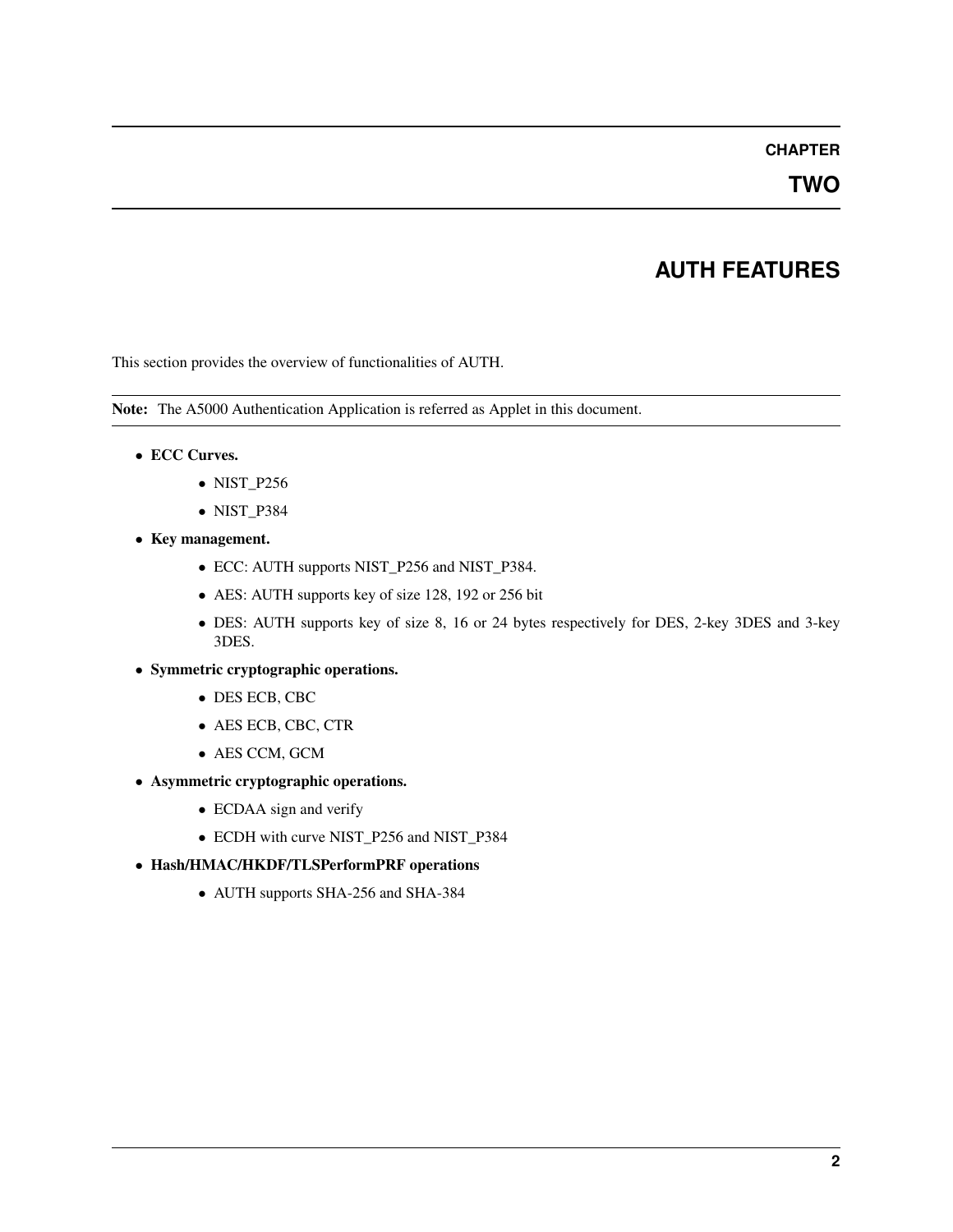# CHAPTER TWO

# AUTH FEATURES

This section provides the overview of functionalities of AUTH.

**Note:** The A5000 Authentication Application is referred as Applet in this document.

- **ECC Curves.**
  - NIST_P256
  - NIST_P384
- **Key management.**
  - ECC: AUTH supports NIST_P256 and NIST_P384.
  - AES: AUTH supports key of size 128, 192 or 256 bit
  - DES: AUTH supports key of size 8, 16 or 24 bytes respectively for DES, 2-key 3DES and 3-key 3DES.
- **Symmetric cryptographic operations.**
  - DES ECB, CBC
  - AES ECB, CBC, CTR
  - AES CCM, GCM
- **Asymmetric cryptographic operations.**
  - ECDAA sign and verify
  - ECDH with curve NIST_P256 and NIST_P384
- **Hash/HMAC/HKDF/TLSPerformPRF operations**
  - AUTH supports SHA-256 and SHA-384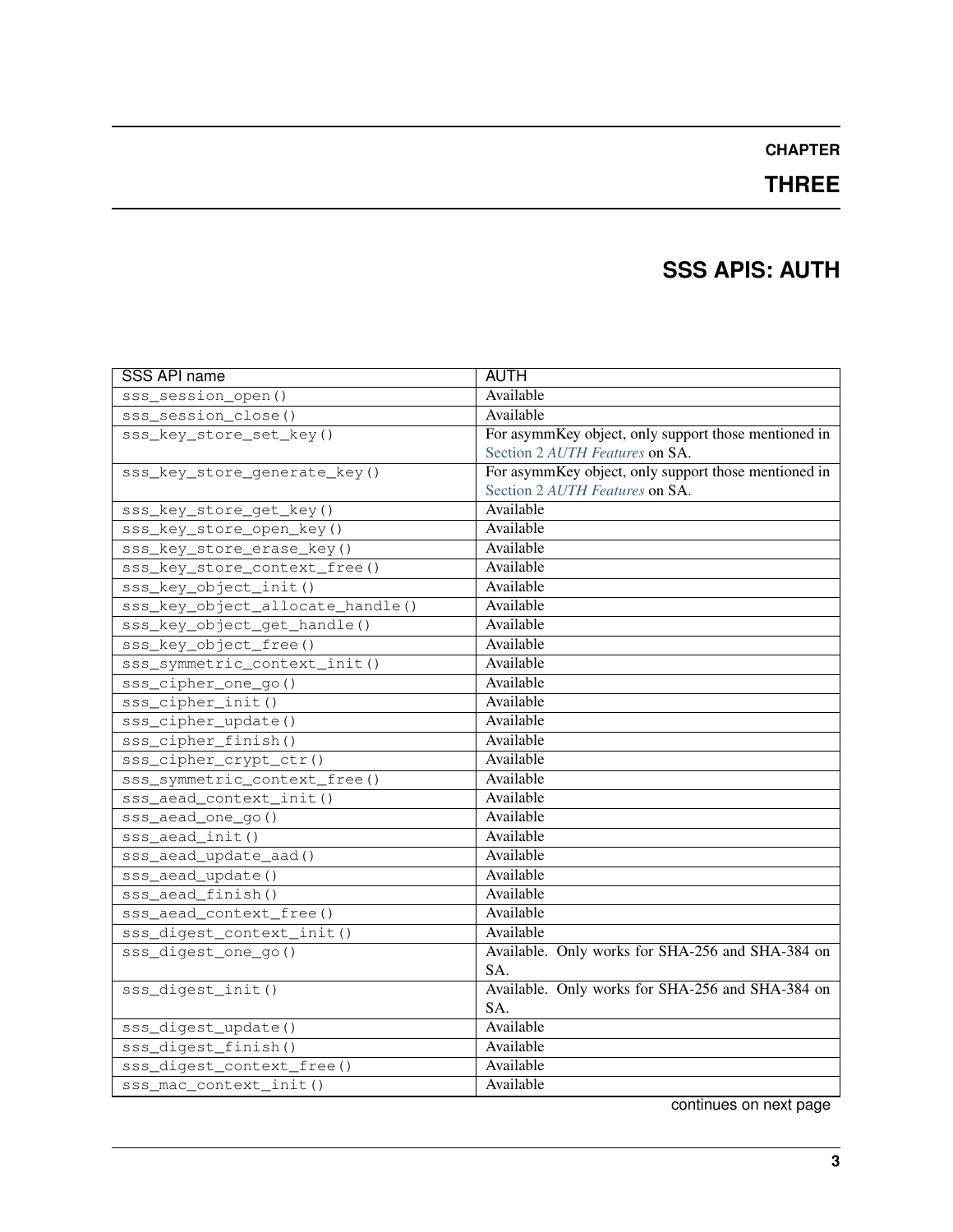# CHAPTER THREE

# SSS APIS: AUTH

| SSS API name | AUTH |
|---|---|
| sss_session_open() | Available |
| sss_session_close() | Available |
| sss_key_store_set_key() | For asymmKey object, only support those mentioned in Section 2 *AUTH Features* on SA. |
| sss_key_store_generate_key() | For asymmKey object, only support those mentioned in Section 2 *AUTH Features* on SA. |
| sss_key_store_get_key() | Available |
| sss_key_store_open_key() | Available |
| sss_key_store_erase_key() | Available |
| sss_key_store_context_free() | Available |
| sss_key_object_init() | Available |
| sss_key_object_allocate_handle() | Available |
| sss_key_object_get_handle() | Available |
| sss_key_object_free() | Available |
| sss_symmetric_context_init() | Available |
| sss_cipher_one_go() | Available |
| sss_cipher_init() | Available |
| sss_cipher_update() | Available |
| sss_cipher_finish() | Available |
| sss_cipher_crypt_ctr() | Available |
| sss_symmetric_context_free() | Available |
| sss_aead_context_init() | Available |
| sss_aead_one_go() | Available |
| sss_aead_init() | Available |
| sss_aead_update_aad() | Available |
| sss_aead_update() | Available |
| sss_aead_finish() | Available |
| sss_aead_context_free() | Available |
| sss_digest_context_init() | Available |
| sss_digest_one_go() | Available. Only works for SHA-256 and SHA-384 on SA. |
| sss_digest_init() | Available. Only works for SHA-256 and SHA-384 on SA. |
| sss_digest_update() | Available |
| sss_digest_finish() | Available |
| sss_digest_context_free() | Available |
| sss_mac_context_init() | Available |

continues on next page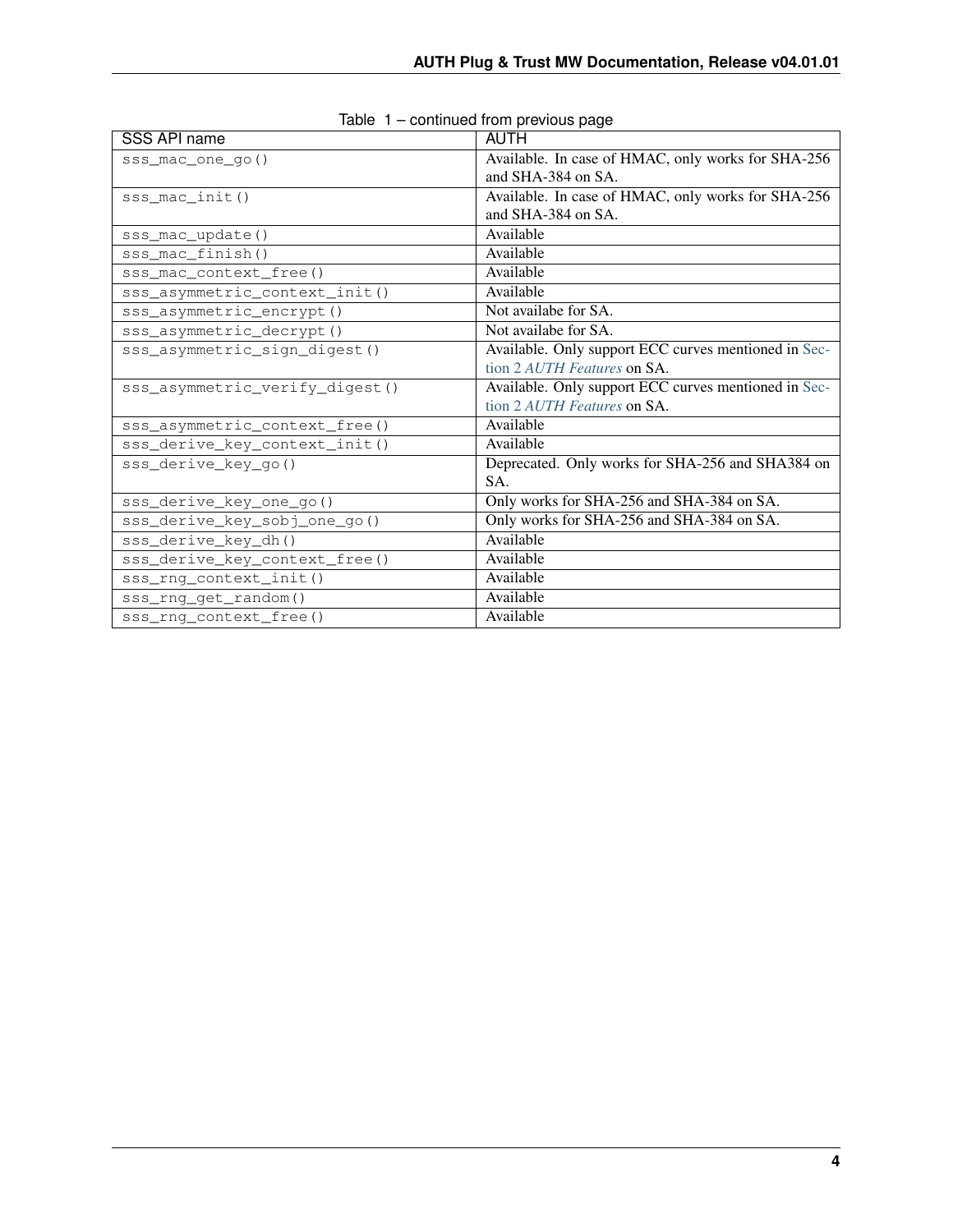Table 1 – continued from previous page

| SSS API name | AUTH |
| --- | --- |
| sss_mac_one_go() | Available. In case of HMAC, only works for SHA-256 and SHA-384 on SA. |
| sss_mac_init() | Available. In case of HMAC, only works for SHA-256 and SHA-384 on SA. |
| sss_mac_update() | Available |
| sss_mac_finish() | Available |
| sss_mac_context_free() | Available |
| sss_asymmetric_context_init() | Available |
| sss_asymmetric_encrypt() | Not availabe for SA. |
| sss_asymmetric_decrypt() | Not availabe for SA. |
| sss_asymmetric_sign_digest() | Available. Only support ECC curves mentioned in Section 2 *AUTH Features* on SA. |
| sss_asymmetric_verify_digest() | Available. Only support ECC curves mentioned in Section 2 *AUTH Features* on SA. |
| sss_asymmetric_context_free() | Available |
| sss_derive_key_context_init() | Available |
| sss_derive_key_go() | Deprecated. Only works for SHA-256 and SHA384 on SA. |
| sss_derive_key_one_go() | Only works for SHA-256 and SHA-384 on SA. |
| sss_derive_key_sobj_one_go() | Only works for SHA-256 and SHA-384 on SA. |
| sss_derive_key_dh() | Available |
| sss_derive_key_context_free() | Available |
| sss_rng_context_init() | Available |
| sss_rng_get_random() | Available |
| sss_rng_context_free() | Available |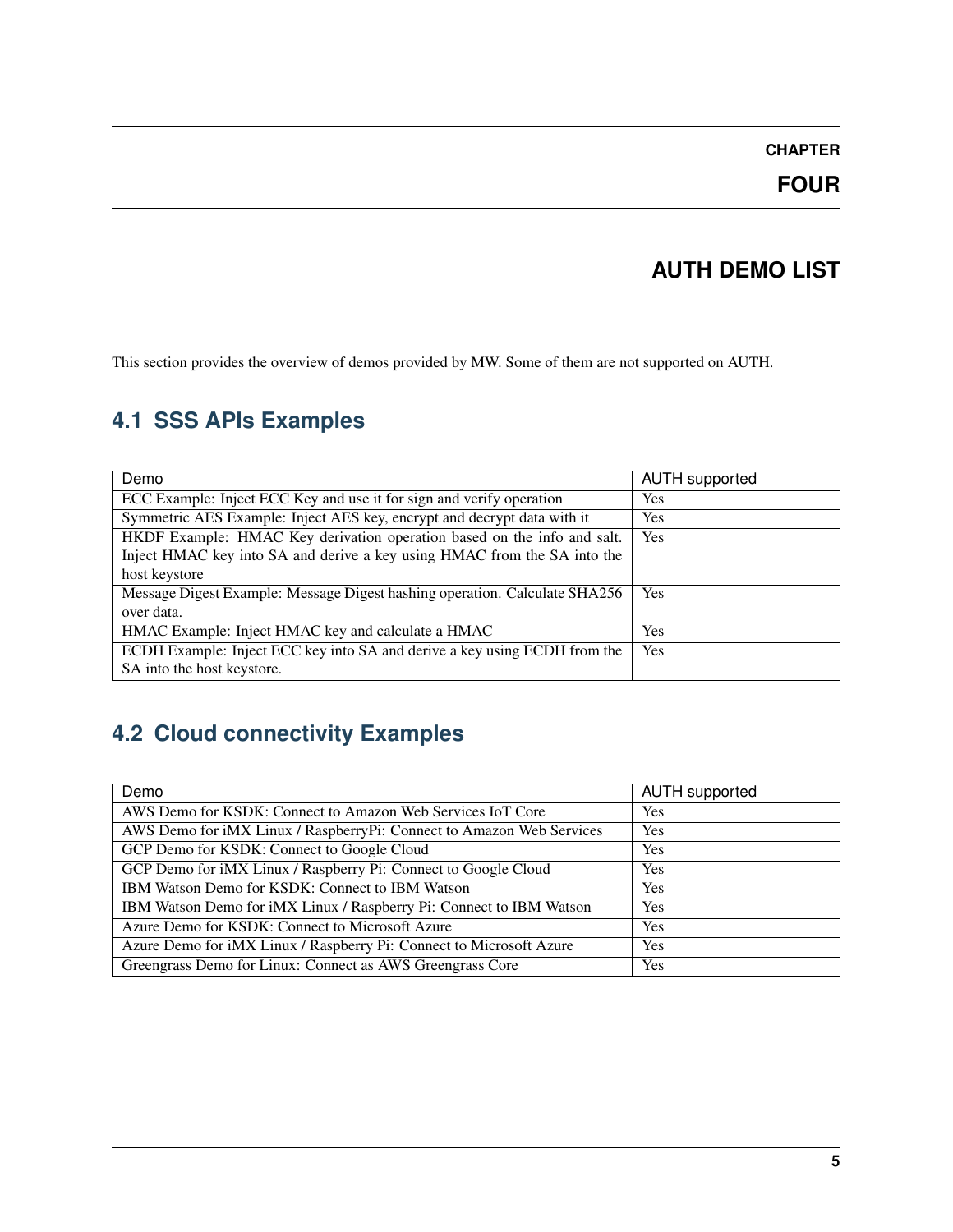# CHAPTER FOUR

# AUTH DEMO LIST

This section provides the overview of demos provided by MW. Some of them are not supported on AUTH.

## 4.1 SSS APIs Examples

| Demo | AUTH supported |
| --- | --- |
| ECC Example: Inject ECC Key and use it for sign and verify operation | Yes |
| Symmetric AES Example: Inject AES key, encrypt and decrypt data with it | Yes |
| HKDF Example: HMAC Key derivation operation based on the info and salt. Inject HMAC key into SA and derive a key using HMAC from the SA into the host keystore | Yes |
| Message Digest Example: Message Digest hashing operation. Calculate SHA256 over data. | Yes |
| HMAC Example: Inject HMAC key and calculate a HMAC | Yes |
| ECDH Example: Inject ECC key into SA and derive a key using ECDH from the SA into the host keystore. | Yes |

## 4.2 Cloud connectivity Examples

| Demo | AUTH supported |
| --- | --- |
| AWS Demo for KSDK: Connect to Amazon Web Services IoT Core | Yes |
| AWS Demo for iMX Linux / RaspberryPi: Connect to Amazon Web Services | Yes |
| GCP Demo for KSDK: Connect to Google Cloud | Yes |
| GCP Demo for iMX Linux / Raspberry Pi: Connect to Google Cloud | Yes |
| IBM Watson Demo for KSDK: Connect to IBM Watson | Yes |
| IBM Watson Demo for iMX Linux / Raspberry Pi: Connect to IBM Watson | Yes |
| Azure Demo for KSDK: Connect to Microsoft Azure | Yes |
| Azure Demo for iMX Linux / Raspberry Pi: Connect to Microsoft Azure | Yes |
| Greengrass Demo for Linux: Connect as AWS Greengrass Core | Yes |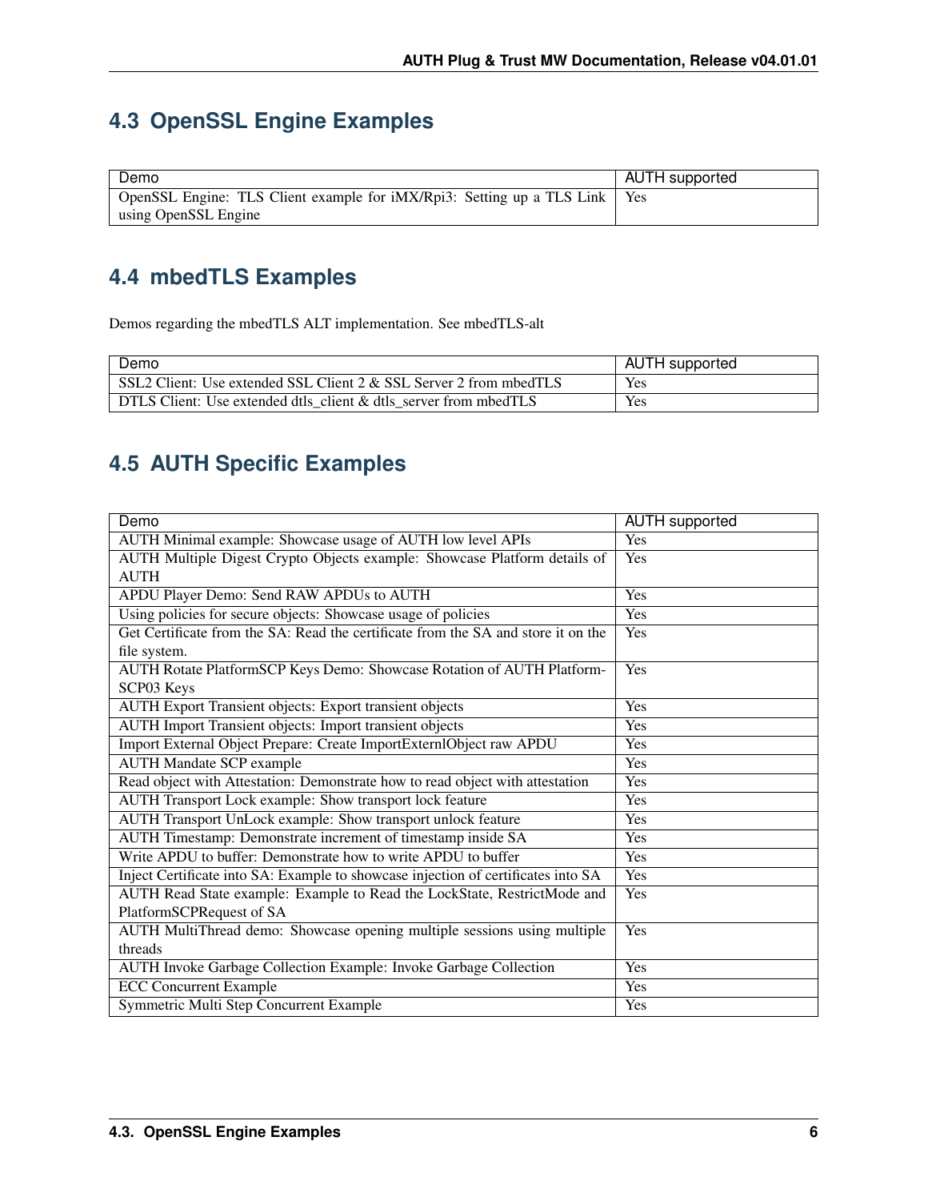## 4.3 OpenSSL Engine Examples

| Demo | AUTH supported |
| --- | --- |
| OpenSSL Engine: TLS Client example for iMX/Rpi3: Setting up a TLS Link using OpenSSL Engine | Yes |

## 4.4 mbedTLS Examples

Demos regarding the mbedTLS ALT implementation. See mbedTLS-alt

| Demo | AUTH supported |
| --- | --- |
| SSL2 Client: Use extended SSL Client 2 & SSL Server 2 from mbedTLS | Yes |
| DTLS Client: Use extended dtls_client & dtls_server from mbedTLS | Yes |

## 4.5 AUTH Specific Examples

| Demo | AUTH supported |
| --- | --- |
| AUTH Minimal example: Showcase usage of AUTH low level APIs | Yes |
| AUTH Multiple Digest Crypto Objects example: Showcase Platform details of AUTH | Yes |
| APDU Player Demo: Send RAW APDUs to AUTH | Yes |
| Using policies for secure objects: Showcase usage of policies | Yes |
| Get Certificate from the SA: Read the certificate from the SA and store it on the file system. | Yes |
| AUTH Rotate PlatformSCP Keys Demo: Showcase Rotation of AUTH Platform-SCP03 Keys | Yes |
| AUTH Export Transient objects: Export transient objects | Yes |
| AUTH Import Transient objects: Import transient objects | Yes |
| Import External Object Prepare: Create ImportExternlObject raw APDU | Yes |
| AUTH Mandate SCP example | Yes |
| Read object with Attestation: Demonstrate how to read object with attestation | Yes |
| AUTH Transport Lock example: Show transport lock feature | Yes |
| AUTH Transport UnLock example: Show transport unlock feature | Yes |
| AUTH Timestamp: Demonstrate increment of timestamp inside SA | Yes |
| Write APDU to buffer: Demonstrate how to write APDU to buffer | Yes |
| Inject Certificate into SA: Example to showcase injection of certificates into SA | Yes |
| AUTH Read State example: Example to Read the LockState, RestrictMode and PlatformSCPRequest of SA | Yes |
| AUTH MultiThread demo: Showcase opening multiple sessions using multiple threads | Yes |
| AUTH Invoke Garbage Collection Example: Invoke Garbage Collection | Yes |
| ECC Concurrent Example | Yes |
| Symmetric Multi Step Concurrent Example | Yes |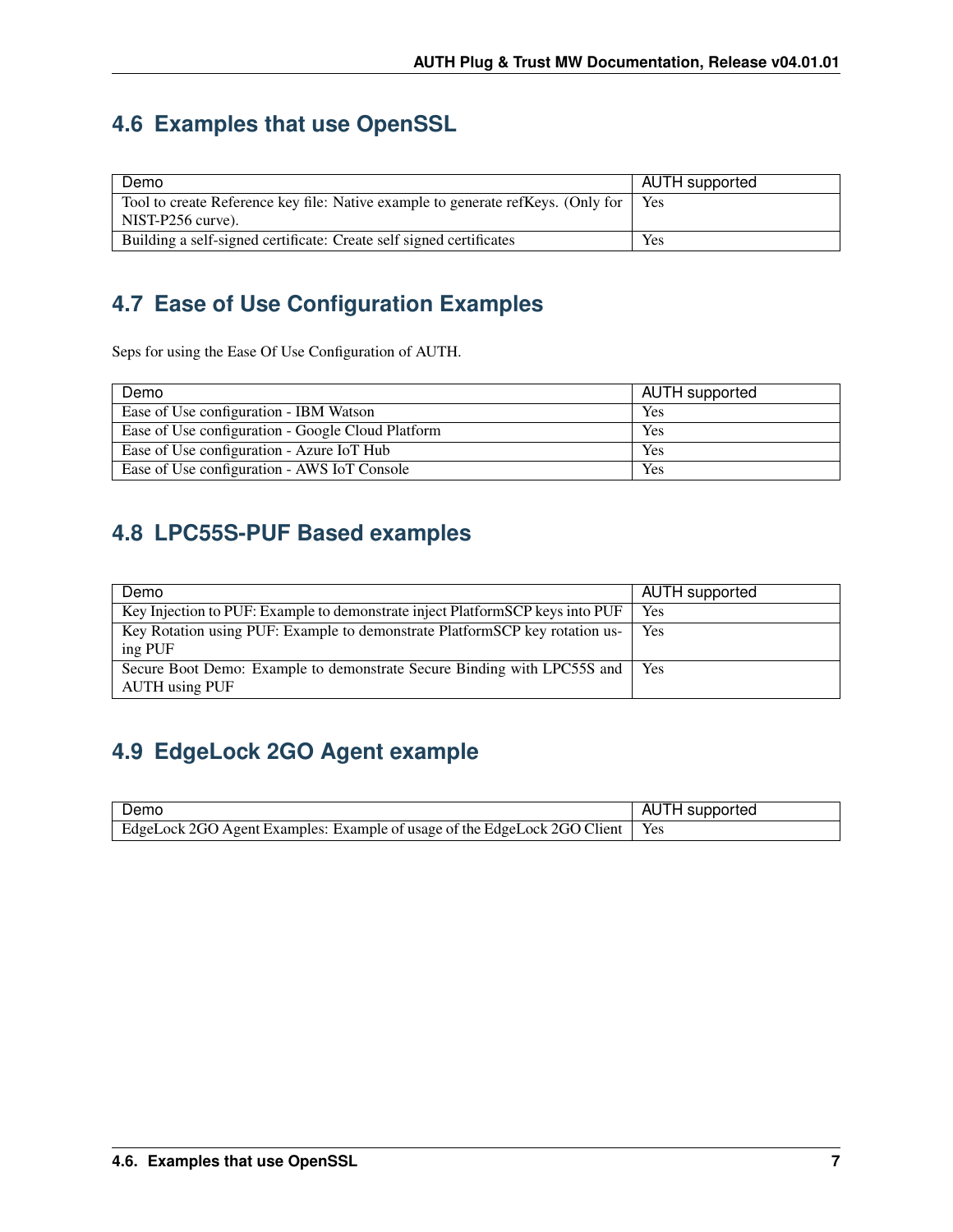## 4.6 Examples that use OpenSSL

| Demo | AUTH supported |
|---|---|
| Tool to create Reference key file: Native example to generate refKeys. (Only for NIST-P256 curve). | Yes |
| Building a self-signed certificate: Create self signed certificates | Yes |

## 4.7 Ease of Use Configuration Examples

Seps for using the Ease Of Use Configuration of AUTH.

| Demo | AUTH supported |
|---|---|
| Ease of Use configuration - IBM Watson | Yes |
| Ease of Use configuration - Google Cloud Platform | Yes |
| Ease of Use configuration - Azure IoT Hub | Yes |
| Ease of Use configuration - AWS IoT Console | Yes |

## 4.8 LPC55S-PUF Based examples

| Demo | AUTH supported |
|---|---|
| Key Injection to PUF: Example to demonstrate inject PlatformSCP keys into PUF | Yes |
| Key Rotation using PUF: Example to demonstrate PlatformSCP key rotation using PUF | Yes |
| Secure Boot Demo: Example to demonstrate Secure Binding with LPC55S and AUTH using PUF | Yes |

## 4.9 EdgeLock 2GO Agent example

| Demo | AUTH supported |
|---|---|
| EdgeLock 2GO Agent Examples: Example of usage of the EdgeLock 2GO Client | Yes |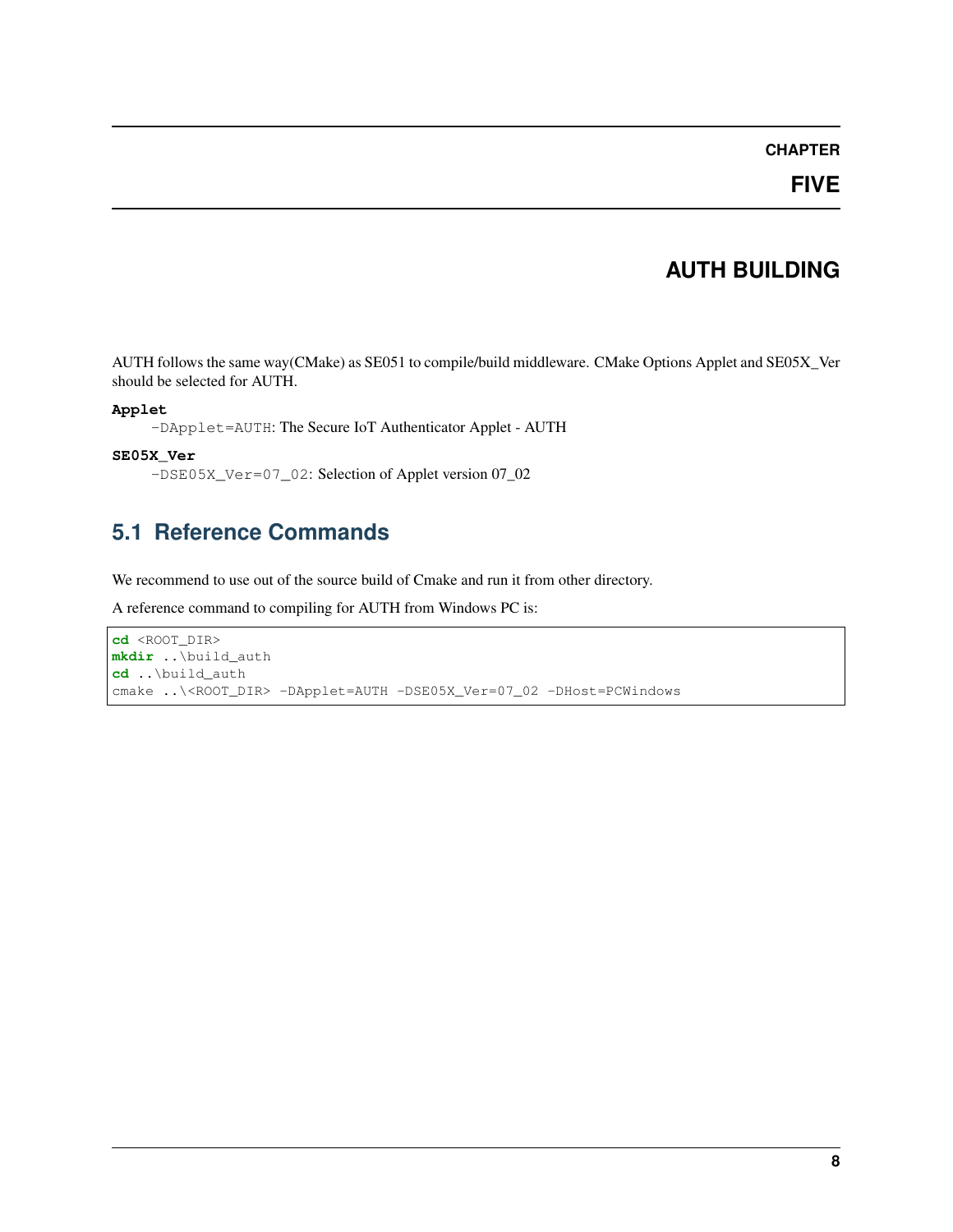# CHAPTER FIVE

# AUTH BUILDING

AUTH follows the same way(CMake) as SE051 to compile/build middleware. CMake Options Applet and SE05X_Ver should be selected for AUTH.

**Applet**
`-DApplet=AUTH`: The Secure IoT Authenticator Applet - AUTH

**SE05X_Ver**
`-DSE05X_Ver=07_02`: Selection of Applet version 07_02

## 5.1 Reference Commands

We recommend to use out of the source build of Cmake and run it from other directory.

A reference command to compiling for AUTH from Windows PC is:

```
cd <ROOT_DIR>
mkdir ..\build_auth
cd ..\build_auth
cmake ..\<ROOT_DIR> -DApplet=AUTH -DSE05X_Ver=07_02 -DHost=PCWindows
```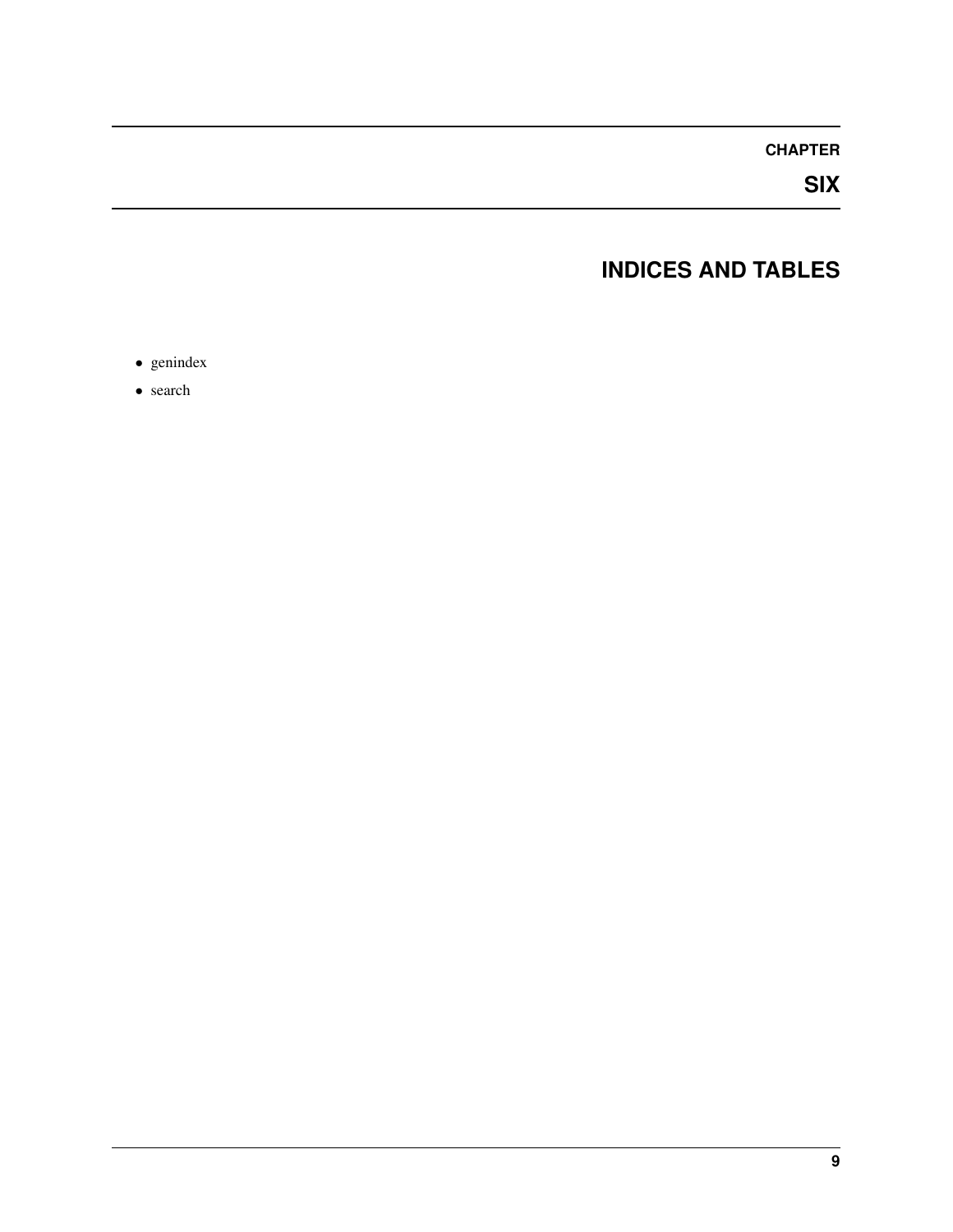# CHAPTER SIX

# INDICES AND TABLES

- genindex
- search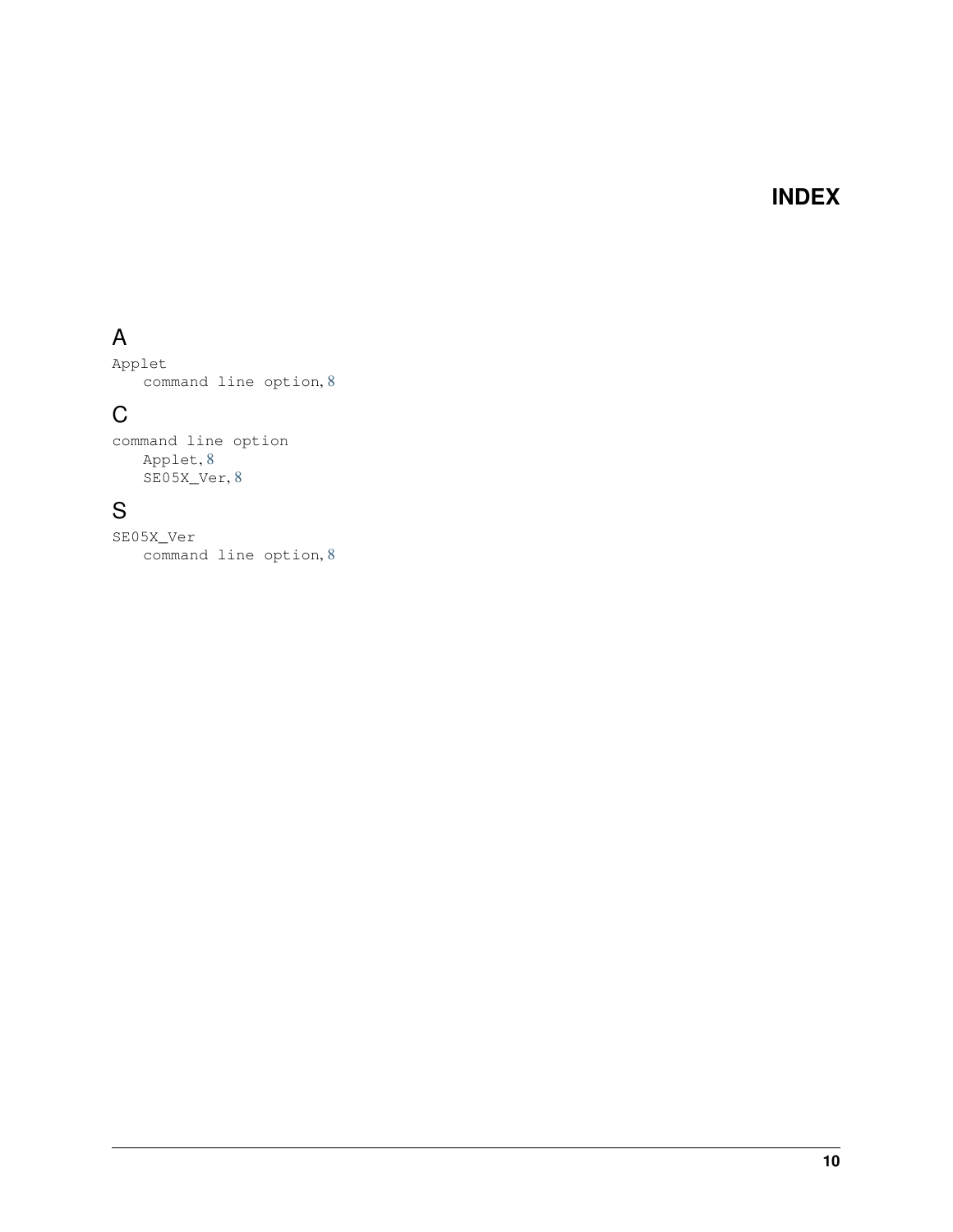# INDEX

## A

Applet
    command line option, 8

## C

command line option
    Applet, 8
    SE05X_Ver, 8

## S

SE05X_Ver
    command line option, 8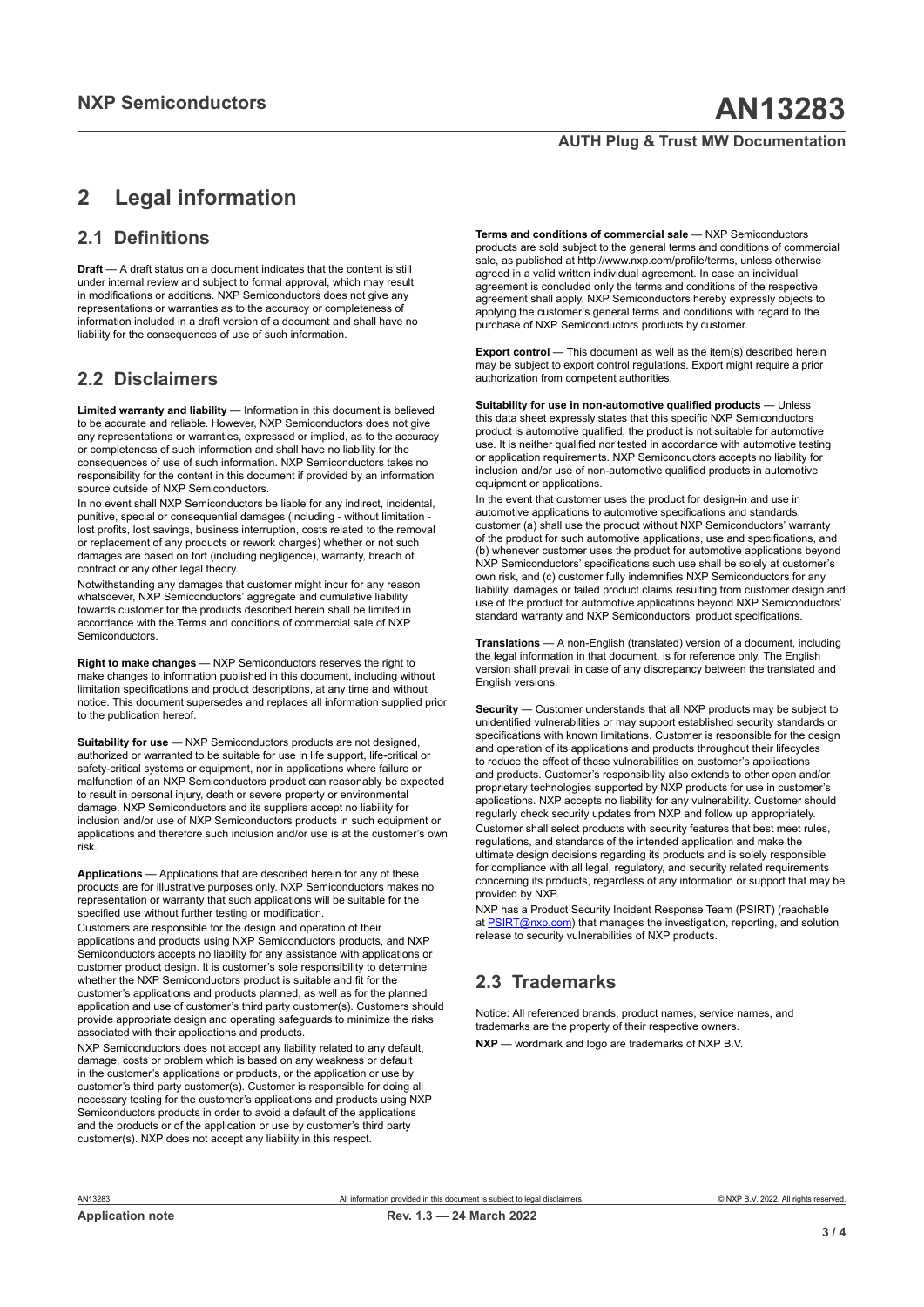# 2 Legal information

## 2.1 Definitions

**Draft** — A draft status on a document indicates that the content is still under internal review and subject to formal approval, which may result in modifications or additions. NXP Semiconductors does not give any representations or warranties as to the accuracy or completeness of information included in a draft version of a document and shall have no liability for the consequences of use of such information.

## 2.2 Disclaimers

**Limited warranty and liability** — Information in this document is believed to be accurate and reliable. However, NXP Semiconductors does not give any representations or warranties, expressed or implied, as to the accuracy or completeness of such information and shall have no liability for the consequences of use of such information. NXP Semiconductors takes no responsibility for the content in this document if provided by an information source outside of NXP Semiconductors.

In no event shall NXP Semiconductors be liable for any indirect, incidental, punitive, special or consequential damages (including - without limitation - lost profits, lost savings, business interruption, costs related to the removal or replacement of any products or rework charges) whether or not such damages are based on tort (including negligence), warranty, breach of contract or any other legal theory.

Notwithstanding any damages that customer might incur for any reason whatsoever, NXP Semiconductors' aggregate and cumulative liability towards customer for the products described herein shall be limited in accordance with the Terms and conditions of commercial sale of NXP Semiconductors.

**Right to make changes** — NXP Semiconductors reserves the right to make changes to information published in this document, including without limitation specifications and product descriptions, at any time and without notice. This document supersedes and replaces all information supplied prior to the publication hereof.

**Suitability for use** — NXP Semiconductors products are not designed, authorized or warranted to be suitable for use in life support, life-critical or safety-critical systems or equipment, nor in applications where failure or malfunction of an NXP Semiconductors product can reasonably be expected to result in personal injury, death or severe property or environmental damage. NXP Semiconductors and its suppliers accept no liability for inclusion and/or use of NXP Semiconductors products in such equipment or applications and therefore such inclusion and/or use is at the customer's own risk.

**Applications** — Applications that are described herein for any of these products are for illustrative purposes only. NXP Semiconductors makes no representation or warranty that such applications will be suitable for the specified use without further testing or modification.

Customers are responsible for the design and operation of their applications and products using NXP Semiconductors products, and NXP Semiconductors accepts no liability for any assistance with applications or customer product design. It is customer's sole responsibility to determine whether the NXP Semiconductors product is suitable and fit for the customer's applications and products planned, as well as for the planned application and use of customer's third party customer(s). Customers should provide appropriate design and operating safeguards to minimize the risks associated with their applications and products.

NXP Semiconductors does not accept any liability related to any default, damage, costs or problem which is based on any weakness or default in the customer's applications or products, or the application or use by customer's third party customer(s). Customer is responsible for doing all necessary testing for the customer's applications and products using NXP Semiconductors products in order to avoid a default of the applications and the products or of the application or use by customer's third party customer(s). NXP does not accept any liability in this respect.

**Terms and conditions of commercial sale** — NXP Semiconductors products are sold subject to the general terms and conditions of commercial sale, as published at http://www.nxp.com/profile/terms, unless otherwise agreed in a valid written individual agreement. In case an individual agreement is concluded only the terms and conditions of the respective agreement shall apply. NXP Semiconductors hereby expressly objects to applying the customer's general terms and conditions with regard to the purchase of NXP Semiconductors products by customer.

**Export control** — This document as well as the item(s) described herein may be subject to export control regulations. Export might require a prior authorization from competent authorities.

**Suitability for use in non-automotive qualified products** — Unless this data sheet expressly states that this specific NXP Semiconductors product is automotive qualified, the product is not suitable for automotive use. It is neither qualified nor tested in accordance with automotive testing or application requirements. NXP Semiconductors accepts no liability for inclusion and/or use of non-automotive qualified products in automotive equipment or applications.

In the event that customer uses the product for design-in and use in automotive applications to automotive specifications and standards, customer (a) shall use the product without NXP Semiconductors' warranty of the product for such automotive applications, use and specifications, and (b) whenever customer uses the product for automotive applications beyond NXP Semiconductors' specifications such use shall be solely at customer's own risk, and (c) customer fully indemnifies NXP Semiconductors for any liability, damages or failed product claims resulting from customer design and use of the product for automotive applications beyond NXP Semiconductors' standard warranty and NXP Semiconductors' product specifications.

**Translations** — A non-English (translated) version of a document, including the legal information in that document, is for reference only. The English version shall prevail in case of any discrepancy between the translated and English versions.

**Security** — Customer understands that all NXP products may be subject to unidentified vulnerabilities or may support established security standards or specifications with known limitations. Customer is responsible for the design and operation of its applications and products throughout their lifecycles to reduce the effect of these vulnerabilities on customer's applications and products. Customer's responsibility also extends to other open and/or proprietary technologies supported by NXP products for use in customer's applications. NXP accepts no liability for any vulnerability. Customer should regularly check security updates from NXP and follow up appropriately. Customer shall select products with security features that best meet rules, regulations, and standards of the intended application and make the ultimate design decisions regarding its products and is solely responsible for compliance with all legal, regulatory, and security related requirements concerning its products, regardless of any information or support that may be provided by NXP.

NXP has a Product Security Incident Response Team (PSIRT) (reachable at PSIRT@nxp.com) that manages the investigation, reporting, and solution release to security vulnerabilities of NXP products.

## 2.3 Trademarks

Notice: All referenced brands, product names, service names, and trademarks are the property of their respective owners.

**NXP** — wordmark and logo are trademarks of NXP B.V.